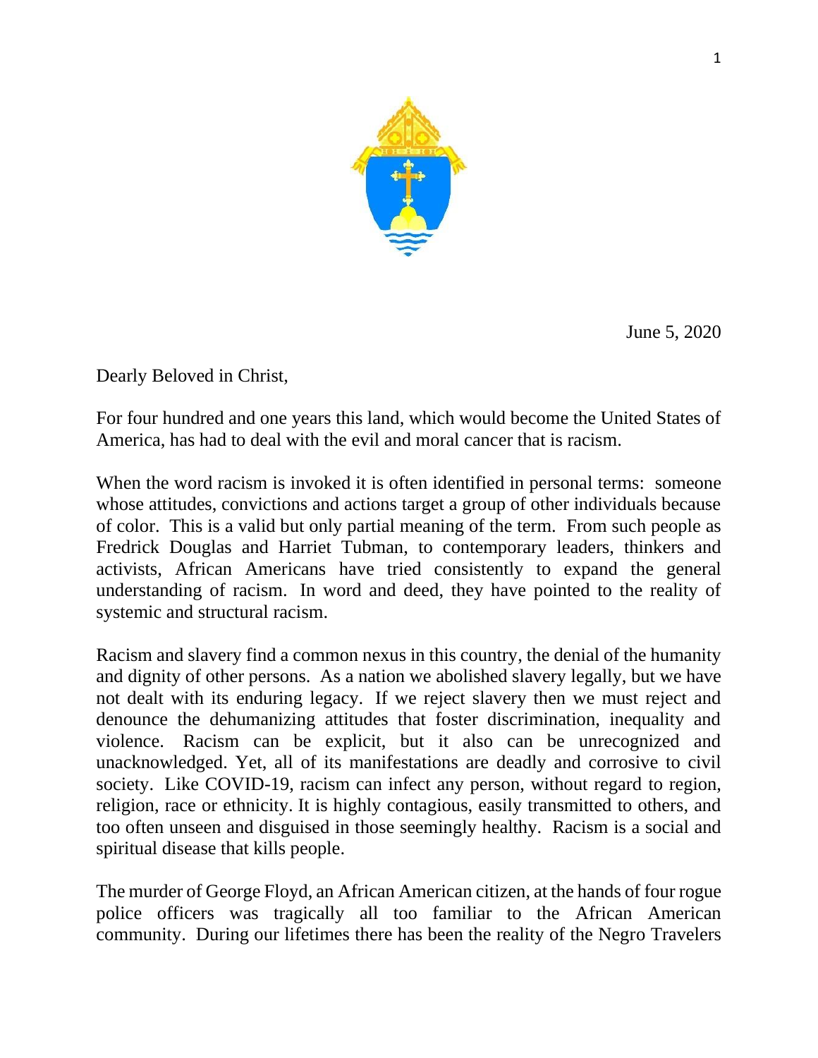June 5, 2020

Dearly Beloved in Christ,

For four hundred and one years this land, which would become the United States of America, has had to deal with the evil and moral cancer that is racism.

When the word racism is invoked it is often identified in personal terms: someone whose attitudes, convictions and actions target a group of other individuals because of color. This is a valid but only partial meaning of the term. From such people as Fredrick Douglas and Harriet Tubman, to contemporary leaders, thinkers and activists, African Americans have tried consistently to expand the general understanding of racism. In word and deed, they have pointed to the reality of systemic and structural racism.

Racism and slavery find a common nexus in this country, the denial of the humanity and dignity of other persons. As a nation we abolished slavery legally, but we have not dealt with its enduring legacy. If we reject slavery then we must reject and denounce the dehumanizing attitudes that foster discrimination, inequality and violence. Racism can be explicit, but it also can be unrecognized and unacknowledged. Yet, all of its manifestations are deadly and corrosive to civil society. Like COVID-19, racism can infect any person, without regard to region, religion, race or ethnicity. It is highly contagious, easily transmitted to others, and too often unseen and disguised in those seemingly healthy. Racism is a social and spiritual disease that kills people.

The murder of George Floyd, an African American citizen, at the hands of four rogue police officers was tragically all too familiar to the African American community. During our lifetimes there has been the reality of the Negro Travelers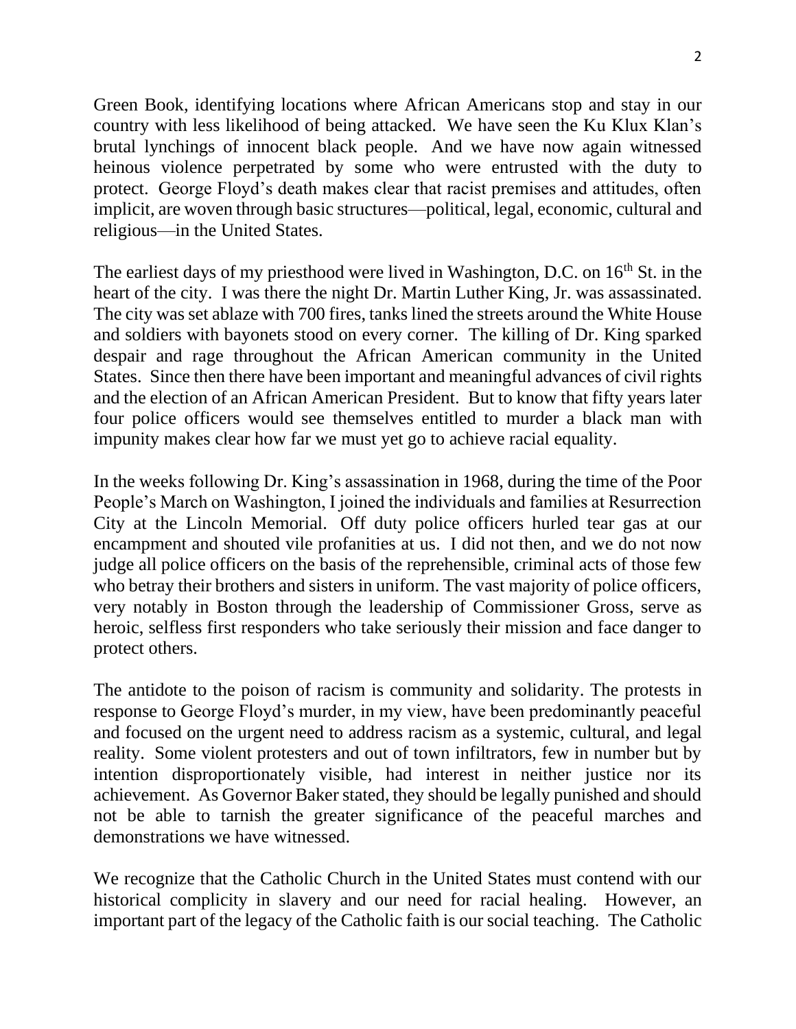Green Book, identifying locations where African Americans stop and stay in our country with less likelihood of being attacked. We have seen the Ku Klux Klan's brutal lynchings of innocent black people. And we have now again witnessed heinous violence perpetrated by some who were entrusted with the duty to protect. George Floyd's death makes clear that racist premises and attitudes, often implicit, are woven through basic structures—political, legal, economic, cultural and religious—in the United States.

The earliest days of my priesthood were lived in Washington, D.C. on 16th St. in the heart of the city. I was there the night Dr. Martin Luther King, Jr. was assassinated. The city was set ablaze with 700 fires, tanks lined the streets around the White House and soldiers with bayonets stood on every corner. The killing of Dr. King sparked despair and rage throughout the African American community in the United States. Since then there have been important and meaningful advances of civil rights and the election of an African American President. But to know that fifty years later four police officers would see themselves entitled to murder a black man with impunity makes clear how far we must yet go to achieve racial equality.

In the weeks following Dr. King's assassination in 1968, during the time of the Poor People's March on Washington, I joined the individuals and families at Resurrection City at the Lincoln Memorial. Off duty police officers hurled tear gas at our encampment and shouted vile profanities at us. I did not then, and we do not now judge all police officers on the basis of the reprehensible, criminal acts of those few who betray their brothers and sisters in uniform. The vast majority of police officers, very notably in Boston through the leadership of Commissioner Gross, serve as heroic, selfless first responders who take seriously their mission and face danger to protect others.

The antidote to the poison of racism is community and solidarity. The protests in response to George Floyd's murder, in my view, have been predominantly peaceful and focused on the urgent need to address racism as a systemic, cultural, and legal reality. Some violent protesters and out of town infiltrators, few in number but by intention disproportionately visible, had interest in neither justice nor its achievement. As Governor Baker stated, they should be legally punished and should not be able to tarnish the greater significance of the peaceful marches and demonstrations we have witnessed.

We recognize that the Catholic Church in the United States must contend with our historical complicity in slavery and our need for racial healing. However, an important part of the legacy of the Catholic faith is our social teaching. The Catholic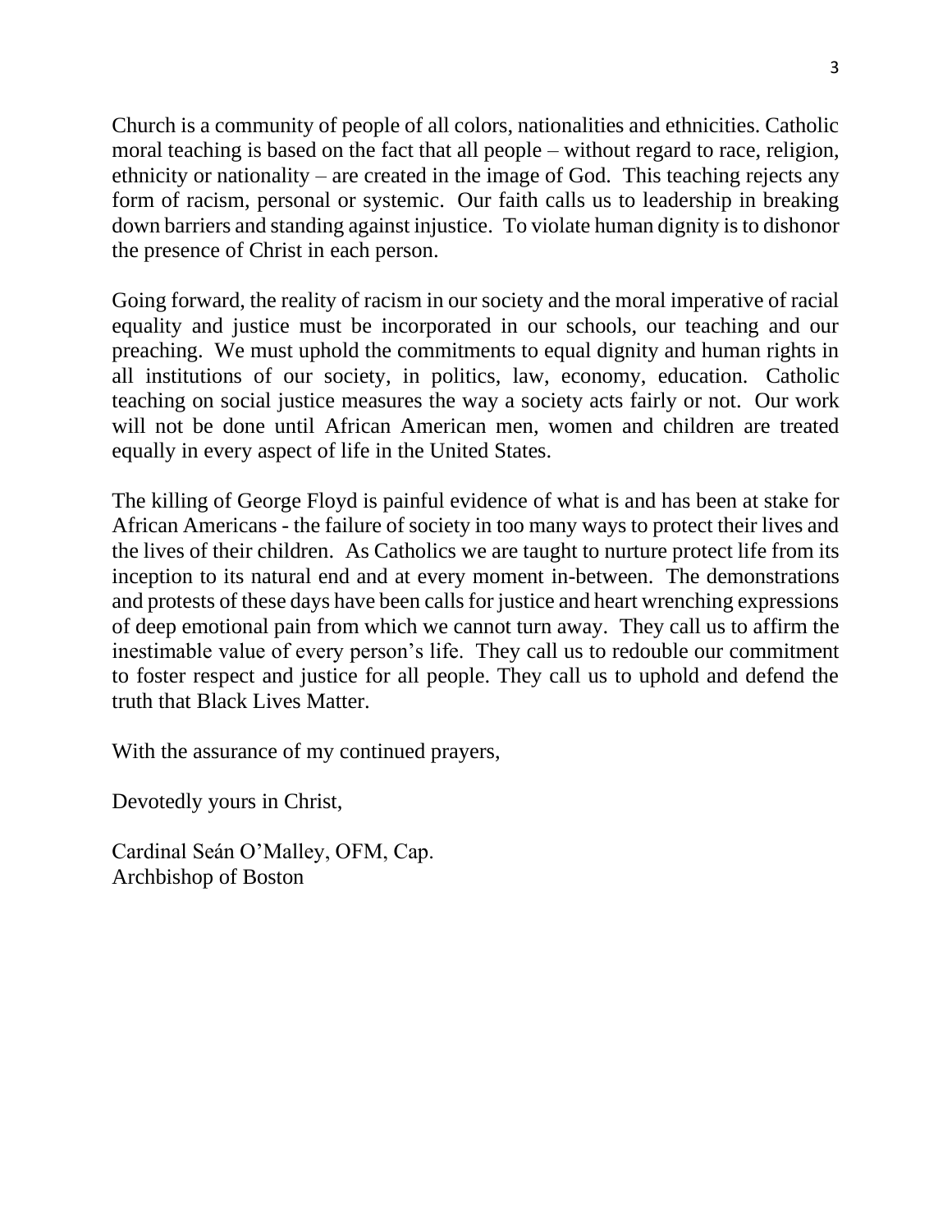Church is a community of people of all colors, nationalities and ethnicities. Catholic moral teaching is based on the fact that all people – without regard to race, religion, ethnicity or nationality – are created in the image of God. This teaching rejects any form of racism, personal or systemic. Our faith calls us to leadership in breaking down barriers and standing against injustice. To violate human dignity is to dishonor the presence of Christ in each person.

Going forward, the reality of racism in our society and the moral imperative of racial equality and justice must be incorporated in our schools, our teaching and our preaching. We must uphold the commitments to equal dignity and human rights in all institutions of our society, in politics, law, economy, education. Catholic teaching on social justice measures the way a society acts fairly or not. Our work will not be done until African American men, women and children are treated equally in every aspect of life in the United States.

The killing of George Floyd is painful evidence of what is and has been at stake for African Americans - the failure of society in too many ways to protect their lives and the lives of their children. As Catholics we are taught to nurture protect life from its inception to its natural end and at every moment in-between. The demonstrations and protests of these days have been calls for justice and heart wrenching expressions of deep emotional pain from which we cannot turn away. They call us to affirm the inestimable value of every person's life. They call us to redouble our commitment to foster respect and justice for all people. They call us to uphold and defend the truth that Black Lives Matter.

With the assurance of my continued prayers,

Devotedly yours in Christ,

Cardinal Seán O'Malley, OFM, Cap.
Archbishop of Boston